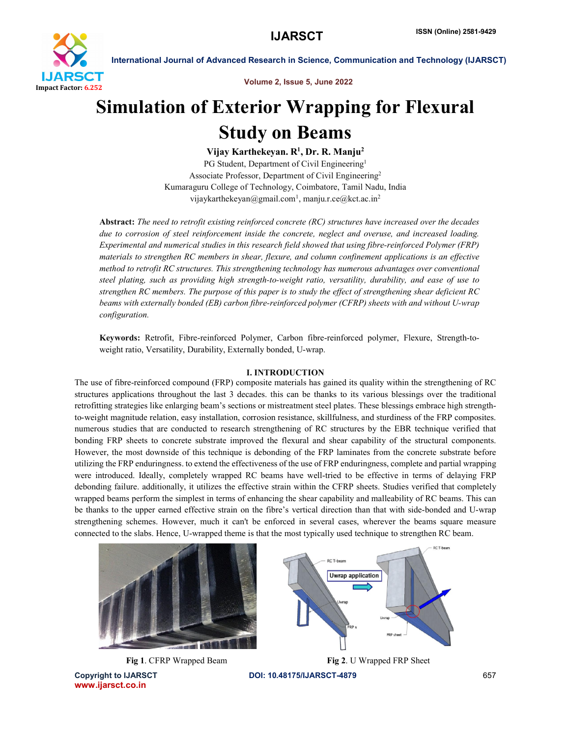# Simulation of Exterior Wrapping for Flexural Study on Beams

**Vijay Karthekeyan. R[1], Dr. R. Manju[2]**

PG Student, Department of Civil Engineering[1]

Associate Professor, Department of Civil Engineering[2]

Kumaraguru College of Technology, Coimbatore, Tamil Nadu, India

vijaykarthekeyan@gmail.com[1], manju.r.ce@kct.ac.in[2]

**Abstract:** *The need to retrofit existing reinforced concrete (RC) structures have increased over the decades due to corrosion of steel reinforcement inside the concrete, neglect and overuse, and increased loading. Experimental and numerical studies in this research field showed that using fibre-reinforced Polymer (FRP) materials to strengthen RC members in shear, flexure, and column confinement applications is an effective method to retrofit RC structures. This strengthening technology has numerous advantages over conventional steel plating, such as providing high strength-to-weight ratio, versatility, durability, and ease of use to strengthen RC members. The purpose of this paper is to study the effect of strengthening shear deficient RC beams with externally bonded (EB) carbon fibre-reinforced polymer (CFRP) sheets with and without U-wrap configuration.*

**Keywords:** Retrofit, Fibre-reinforced Polymer, Carbon fibre-reinforced polymer, Flexure, Strength-to-weight ratio, Versatility, Durability, Externally bonded, U-wrap.

## I. INTRODUCTION

The use of fibre-reinforced compound (FRP) composite materials has gained its quality within the strengthening of RC structures applications throughout the last 3 decades. this can be thanks to its various blessings over the traditional retrofitting strategies like enlarging beam's sections or mistreatment steel plates. These blessings embrace high strength-to-weight magnitude relation, easy installation, corrosion resistance, skillfulness, and sturdiness of the FRP composites. numerous studies that are conducted to research strengthening of RC structures by the EBR technique verified that bonding FRP sheets to concrete substrate improved the flexural and shear capability of the structural components. However, the most downside of this technique is debonding of the FRP laminates from the concrete substrate before utilizing the FRP enduringness. to extend the effectiveness of the use of FRP enduringness, complete and partial wrapping were introduced. Ideally, completely wrapped RC beams have well-tried to be effective in terms of delaying FRP debonding failure. additionally, it utilizes the effective strain within the CFRP sheets. Studies verified that completely wrapped beams perform the simplest in terms of enhancing the shear capability and malleability of RC beams. This can be thanks to the upper earned effective strain on the fibre's vertical direction than that with side-bonded and U-wrap strengthening schemes. However, much it can't be enforced in several cases, wherever the beams square measure connected to the slabs. Hence, U-wrapped theme is that the most typically used technique to strengthen RC beam.

**Fig 1**. CFRP Wrapped Beam

**Fig 2**. U Wrapped FRP Sheet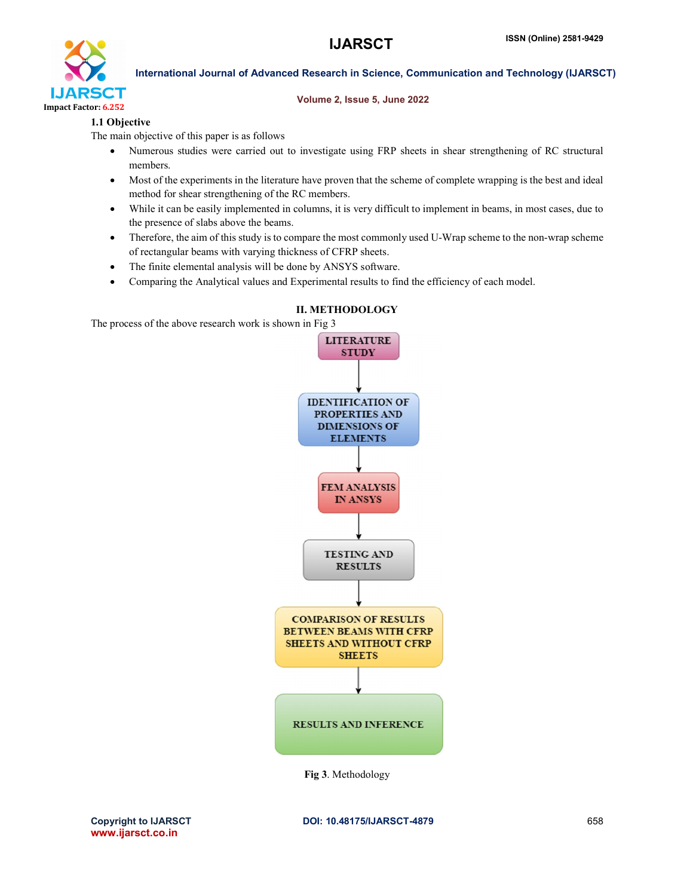### 1.1 Objective

The main objective of this paper is as follows

- Numerous studies were carried out to investigate using FRP sheets in shear strengthening of RC structural members.
- Most of the experiments in the literature have proven that the scheme of complete wrapping is the best and ideal method for shear strengthening of the RC members.
- While it can be easily implemented in columns, it is very difficult to implement in beams, in most cases, due to the presence of slabs above the beams.
- Therefore, the aim of this study is to compare the most commonly used U-Wrap scheme to the non-wrap scheme of rectangular beams with varying thickness of CFRP sheets.
- The finite elemental analysis will be done by ANSYS software.
- Comparing the Analytical values and Experimental results to find the efficiency of each model.

## II. METHODOLOGY

The process of the above research work is shown in Fig 3

LITERATURE STUDY
↓
IDENTIFICATION OF PROPERTIES AND DIMENSIONS OF ELEMENTS
↓
FEM ANALYSIS IN ANSYS
↓
TESTING AND RESULTS
↓
COMPARISON OF RESULTS BETWEEN BEAMS WITH CFRP SHEETS AND WITHOUT CFRP SHEETS
↓
RESULTS AND INFERENCE

**Fig 3**. Methodology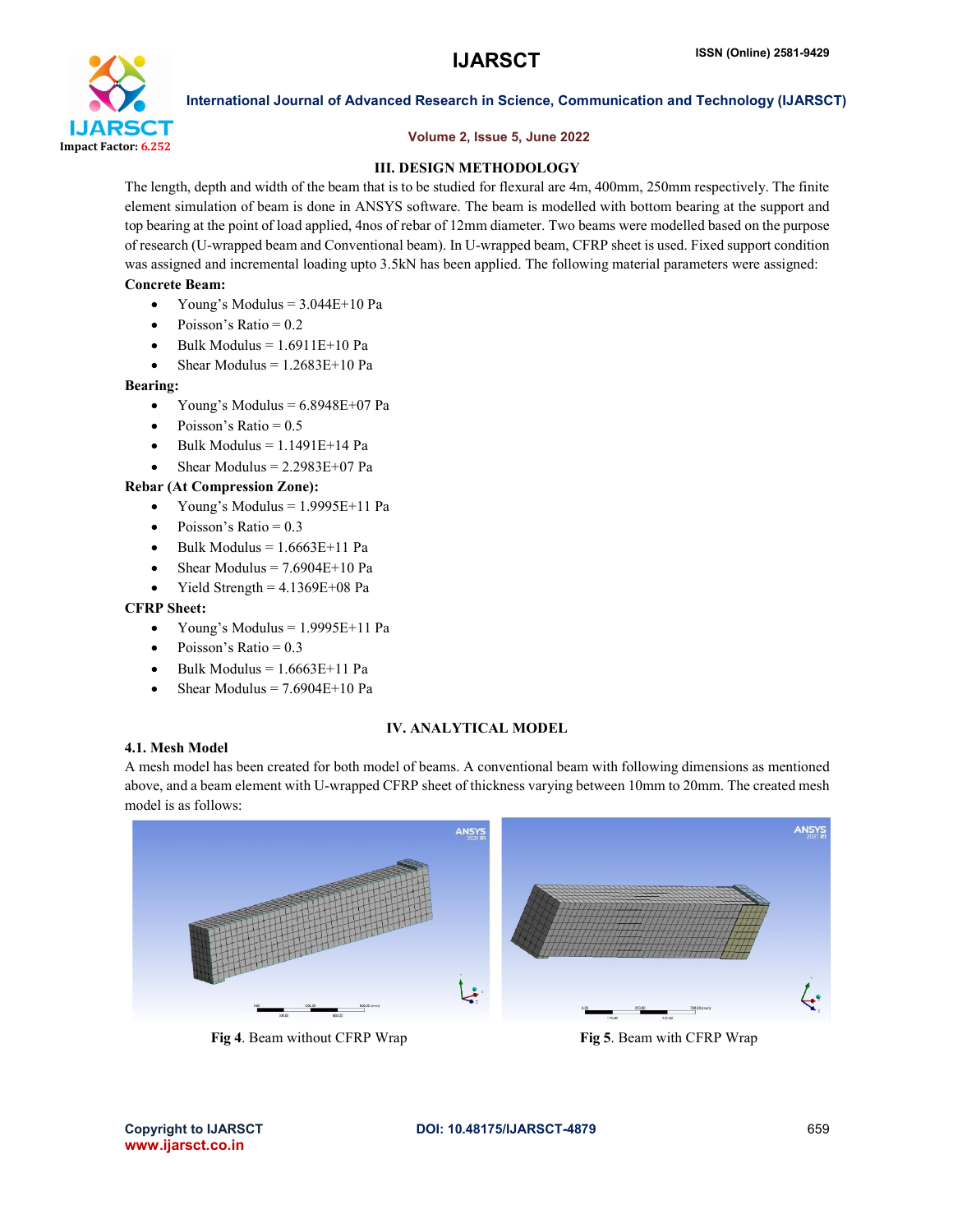## III. DESIGN METHODOLOGY

The length, depth and width of the beam that is to be studied for flexural are 4m, 400mm, 250mm respectively. The finite element simulation of beam is done in ANSYS software. The beam is modelled with bottom bearing at the support and top bearing at the point of load applied, 4nos of rebar of 12mm diameter. Two beams were modelled based on the purpose of research (U-wrapped beam and Conventional beam). In U-wrapped beam, CFRP sheet is used. Fixed support condition was assigned and incremental loading upto 3.5kN has been applied. The following material parameters were assigned:

**Concrete Beam:**

- Young's Modulus = 3.044E+10 Pa
- Poisson's Ratio = 0.2
- Bulk Modulus = 1.6911E+10 Pa
- Shear Modulus = 1.2683E+10 Pa

**Bearing:**

- Young's Modulus = 6.8948E+07 Pa
- Poisson's Ratio = 0.5
- Bulk Modulus = 1.1491E+14 Pa
- Shear Modulus = 2.2983E+07 Pa

**Rebar (At Compression Zone):**

- Young's Modulus = 1.9995E+11 Pa
- Poisson's Ratio = 0.3
- Bulk Modulus = 1.6663E+11 Pa
- Shear Modulus = 7.6904E+10 Pa
- Yield Strength = 4.1369E+08 Pa

**CFRP Sheet:**

- Young's Modulus = 1.9995E+11 Pa
- Poisson's Ratio = 0.3
- Bulk Modulus = 1.6663E+11 Pa
- Shear Modulus = 7.6904E+10 Pa

## IV. ANALYTICAL MODEL

### 4.1. Mesh Model

A mesh model has been created for both model of beams. A conventional beam with following dimensions as mentioned above, and a beam element with U-wrapped CFRP sheet of thickness varying between 10mm to 20mm. The created mesh model is as follows:

**Fig 4**. Beam without CFRP Wrap

**Fig 5**. Beam with CFRP Wrap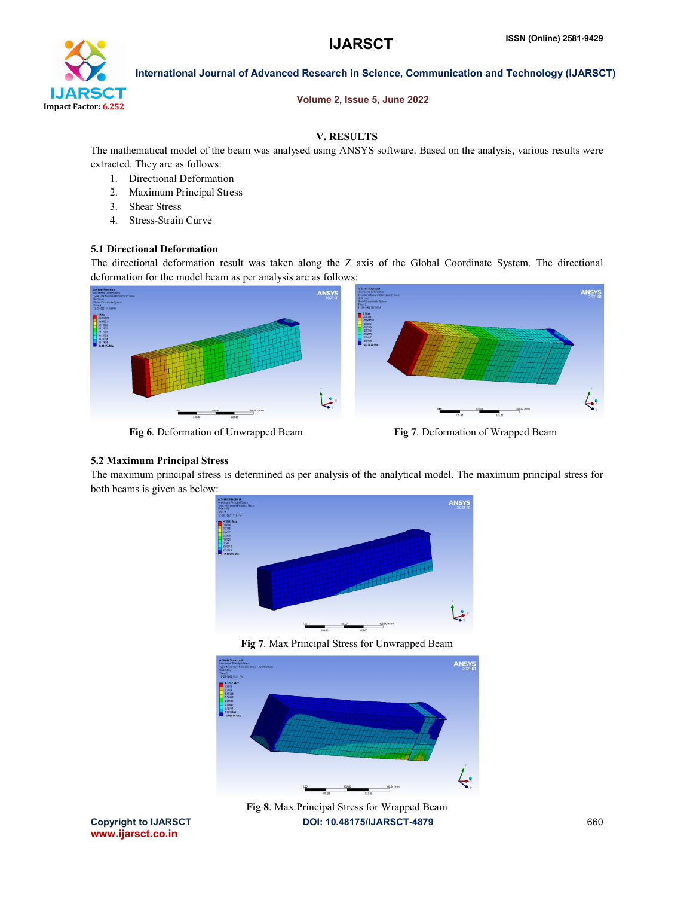## V. RESULTS

The mathematical model of the beam was analysed using ANSYS software. Based on the analysis, various results were extracted. They are as follows:

1. Directional Deformation
2. Maximum Principal Stress
3. Shear Stress
4. Stress-Strain Curve

### 5.1 Directional Deformation

The directional deformation result was taken along the Z axis of the Global Coordinate System. The directional deformation for the model beam as per analysis are as follows:

**Fig 6**. Deformation of Unwrapped Beam

**Fig 7**. Deformation of Wrapped Beam

### 5.2 Maximum Principal Stress

The maximum principal stress is determined as per analysis of the analytical model. The maximum principal stress for both beams is given as below:

**Fig 7**. Max Principal Stress for Unwrapped Beam

**Fig 8**. Max Principal Stress for Wrapped Beam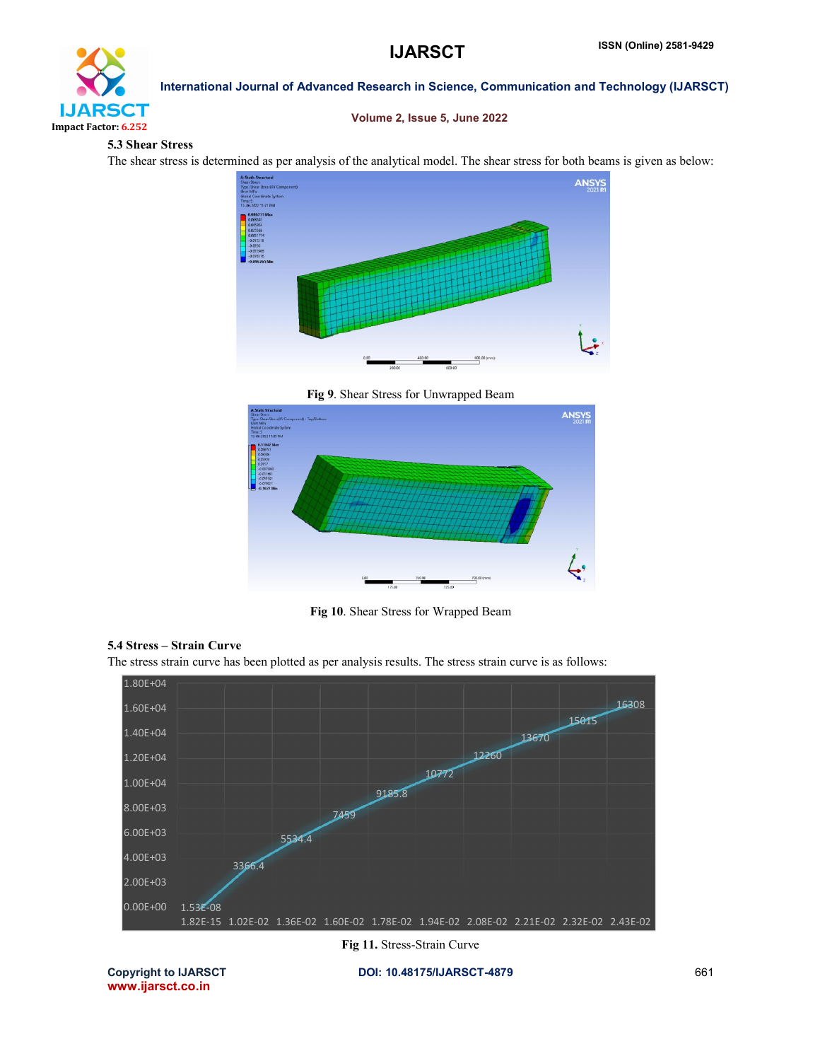### 5.3 Shear Stress

The shear stress is determined as per analysis of the analytical model. The shear stress for both beams is given as below:

**Fig 9**. Shear Stress for Unwrapped Beam

**Fig 10**. Shear Stress for Wrapped Beam

### 5.4 Stress – Strain Curve

The stress strain curve has been plotted as per analysis results. The stress strain curve is as follows:

**Fig 11.** Stress-Strain Curve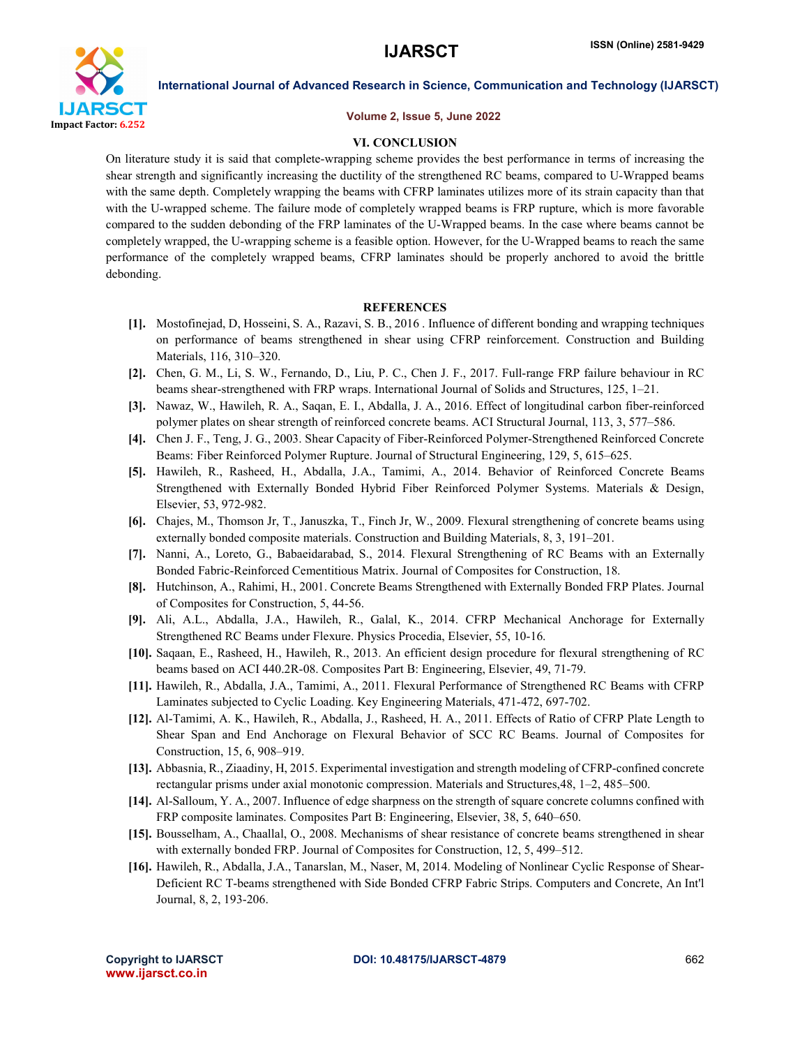## VI. CONCLUSION

On literature study it is said that complete-wrapping scheme provides the best performance in terms of increasing the shear strength and significantly increasing the ductility of the strengthened RC beams, compared to U-Wrapped beams with the same depth. Completely wrapping the beams with CFRP laminates utilizes more of its strain capacity than that with the U-wrapped scheme. The failure mode of completely wrapped beams is FRP rupture, which is more favorable compared to the sudden debonding of the FRP laminates of the U-Wrapped beams. In the case where beams cannot be completely wrapped, the U-wrapping scheme is a feasible option. However, for the U-Wrapped beams to reach the same performance of the completely wrapped beams, CFRP laminates should be properly anchored to avoid the brittle debonding.

## REFERENCES

[1]. Mostofinejad, D, Hosseini, S. A., Razavi, S. B., 2016 . Influence of different bonding and wrapping techniques on performance of beams strengthened in shear using CFRP reinforcement. Construction and Building Materials, 116, 310–320.

[2]. Chen, G. M., Li, S. W., Fernando, D., Liu, P. C., Chen J. F., 2017. Full-range FRP failure behaviour in RC beams shear-strengthened with FRP wraps. International Journal of Solids and Structures, 125, 1–21.

[3]. Nawaz, W., Hawileh, R. A., Saqan, E. I., Abdalla, J. A., 2016. Effect of longitudinal carbon fiber-reinforced polymer plates on shear strength of reinforced concrete beams. ACI Structural Journal, 113, 3, 577–586.

[4]. Chen J. F., Teng, J. G., 2003. Shear Capacity of Fiber-Reinforced Polymer-Strengthened Reinforced Concrete Beams: Fiber Reinforced Polymer Rupture. Journal of Structural Engineering, 129, 5, 615–625.

[5]. Hawileh, R., Rasheed, H., Abdalla, J.A., Tamimi, A., 2014. Behavior of Reinforced Concrete Beams Strengthened with Externally Bonded Hybrid Fiber Reinforced Polymer Systems. Materials & Design, Elsevier, 53, 972-982.

[6]. Chajes, M., Thomson Jr, T., Januszka, T., Finch Jr, W., 2009. Flexural strengthening of concrete beams using externally bonded composite materials. Construction and Building Materials, 8, 3, 191–201.

[7]. Nanni, A., Loreto, G., Babaeidarabad, S., 2014. Flexural Strengthening of RC Beams with an Externally Bonded Fabric-Reinforced Cementitious Matrix. Journal of Composites for Construction, 18.

[8]. Hutchinson, A., Rahimi, H., 2001. Concrete Beams Strengthened with Externally Bonded FRP Plates. Journal of Composites for Construction, 5, 44-56.

[9]. Ali, A.L., Abdalla, J.A., Hawileh, R., Galal, K., 2014. CFRP Mechanical Anchorage for Externally Strengthened RC Beams under Flexure. Physics Procedia, Elsevier, 55, 10-16.

[10]. Saqaan, E., Rasheed, H., Hawileh, R., 2013. An efficient design procedure for flexural strengthening of RC beams based on ACI 440.2R-08. Composites Part B: Engineering, Elsevier, 49, 71-79.

[11]. Hawileh, R., Abdalla, J.A., Tamimi, A., 2011. Flexural Performance of Strengthened RC Beams with CFRP Laminates subjected to Cyclic Loading. Key Engineering Materials, 471-472, 697-702.

[12]. Al-Tamimi, A. K., Hawileh, R., Abdalla, J., Rasheed, H. A., 2011. Effects of Ratio of CFRP Plate Length to Shear Span and End Anchorage on Flexural Behavior of SCC RC Beams. Journal of Composites for Construction, 15, 6, 908–919.

[13]. Abbasnia, R., Ziaadiny, H, 2015. Experimental investigation and strength modeling of CFRP-confined concrete rectangular prisms under axial monotonic compression. Materials and Structures,48, 1–2, 485–500.

[14]. Al-Salloum, Y. A., 2007. Influence of edge sharpness on the strength of square concrete columns confined with FRP composite laminates. Composites Part B: Engineering, Elsevier, 38, 5, 640–650.

[15]. Bousselham, A., Chaallal, O., 2008. Mechanisms of shear resistance of concrete beams strengthened in shear with externally bonded FRP. Journal of Composites for Construction, 12, 5, 499–512.

[16]. Hawileh, R., Abdalla, J.A., Tanarslan, M., Naser, M, 2014. Modeling of Nonlinear Cyclic Response of Shear-Deficient RC T-beams strengthened with Side Bonded CFRP Fabric Strips. Computers and Concrete, An Int'l Journal, 8, 2, 193-206.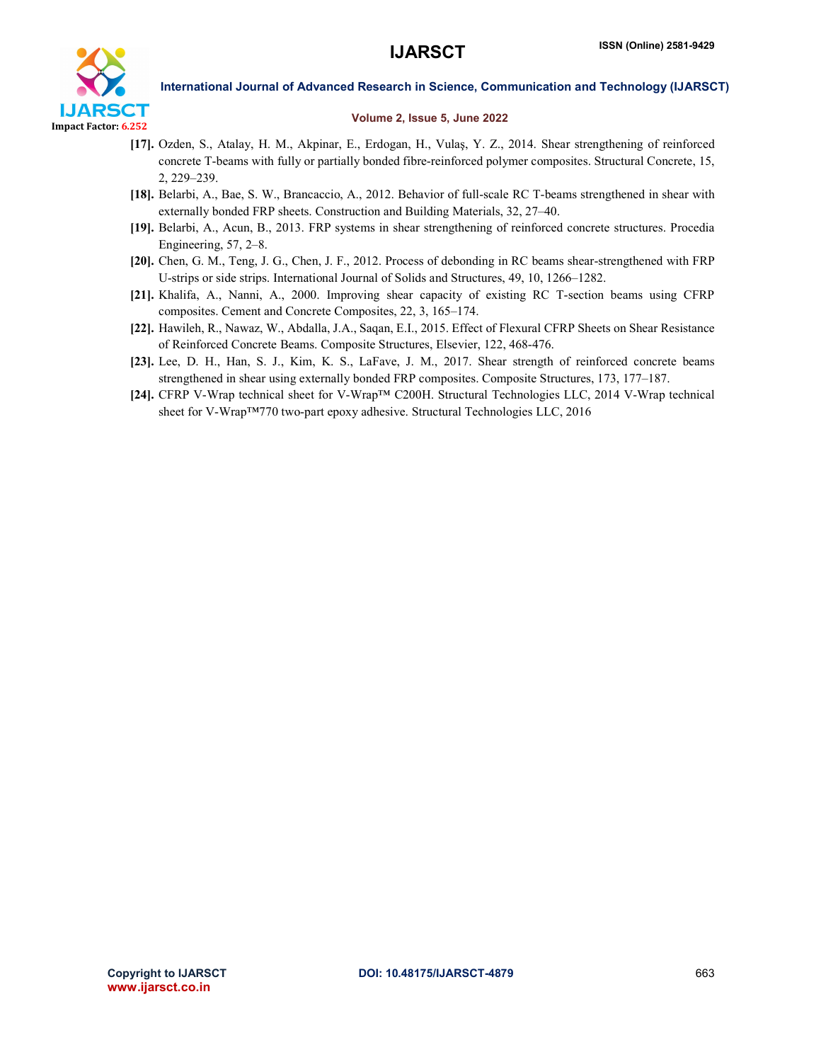[17]. Ozden, S., Atalay, H. M., Akpinar, E., Erdogan, H., Vulaş, Y. Z., 2014. Shear strengthening of reinforced concrete T-beams with fully or partially bonded fibre-reinforced polymer composites. Structural Concrete, 15, 2, 229–239.

[18]. Belarbi, A., Bae, S. W., Brancaccio, A., 2012. Behavior of full-scale RC T-beams strengthened in shear with externally bonded FRP sheets. Construction and Building Materials, 32, 27–40.

[19]. Belarbi, A., Acun, B., 2013. FRP systems in shear strengthening of reinforced concrete structures. Procedia Engineering, 57, 2–8.

[20]. Chen, G. M., Teng, J. G., Chen, J. F., 2012. Process of debonding in RC beams shear-strengthened with FRP U-strips or side strips. International Journal of Solids and Structures, 49, 10, 1266–1282.

[21]. Khalifa, A., Nanni, A., 2000. Improving shear capacity of existing RC T-section beams using CFRP composites. Cement and Concrete Composites, 22, 3, 165–174.

[22]. Hawileh, R., Nawaz, W., Abdalla, J.A., Saqan, E.I., 2015. Effect of Flexural CFRP Sheets on Shear Resistance of Reinforced Concrete Beams. Composite Structures, Elsevier, 122, 468-476.

[23]. Lee, D. H., Han, S. J., Kim, K. S., LaFave, J. M., 2017. Shear strength of reinforced concrete beams strengthened in shear using externally bonded FRP composites. Composite Structures, 173, 177–187.

[24]. CFRP V-Wrap technical sheet for V-Wrap™ C200H. Structural Technologies LLC, 2014 V-Wrap technical sheet for V-Wrap™770 two-part epoxy adhesive. Structural Technologies LLC, 2016